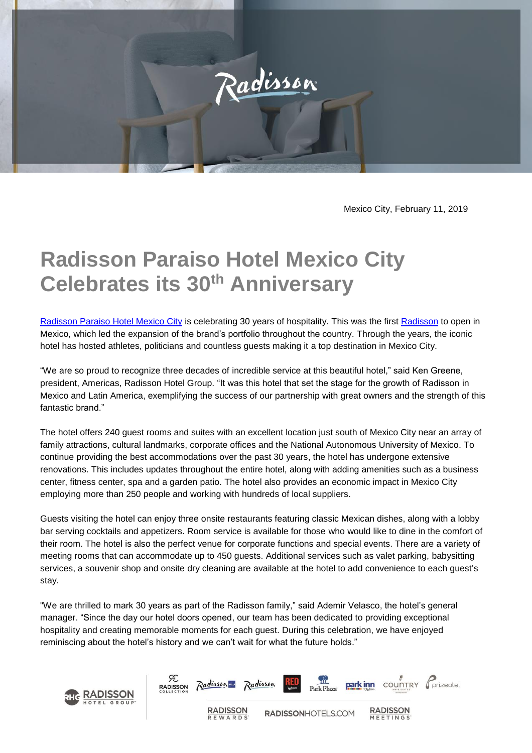Mexico City, February 11, 2019

# Radisson Paraiso Hotel Mexico City Celebrates its 30th Anniversary

Radisson Paraiso Hotel Mexico City is celebrating 30 years of hospitality. This was the first Radisson to open in Mexico, which led the expansion of the brand's portfolio throughout the country. Through the years, the iconic hotel has hosted athletes, politicians and countless guests making it a top destination in Mexico City.

"We are so proud to recognize three decades of incredible service at this beautiful hotel," said Ken Greene, president, Americas, Radisson Hotel Group. "It was this hotel that set the stage for the growth of Radisson in Mexico and Latin America, exemplifying the success of our partnership with great owners and the strength of this fantastic brand."

The hotel offers 240 guest rooms and suites with an excellent location just south of Mexico City near an array of family attractions, cultural landmarks, corporate offices and the National Autonomous University of Mexico. To continue providing the best accommodations over the past 30 years, the hotel has undergone extensive renovations. This includes updates throughout the entire hotel, along with adding amenities such as a business center, fitness center, spa and a garden patio. The hotel also provides an economic impact in Mexico City employing more than 250 people and working with hundreds of local suppliers.

Guests visiting the hotel can enjoy three onsite restaurants featuring classic Mexican dishes, along with a lobby bar serving cocktails and appetizers. Room service is available for those who would like to dine in the comfort of their room. The hotel is also the perfect venue for corporate functions and special events. There are a variety of meeting rooms that can accommodate up to 450 guests. Additional services such as valet parking, babysitting services, a souvenir shop and onsite dry cleaning are available at the hotel to add convenience to each guest's stay.

"We are thrilled to mark 30 years as part of the Radisson family," said Ademir Velasco, the hotel's general manager. "Since the day our hotel doors opened, our team has been dedicated to providing exceptional hospitality and creating memorable moments for each guest. During this celebration, we have enjoyed reminiscing about the hotel's history and we can't wait for what the future holds."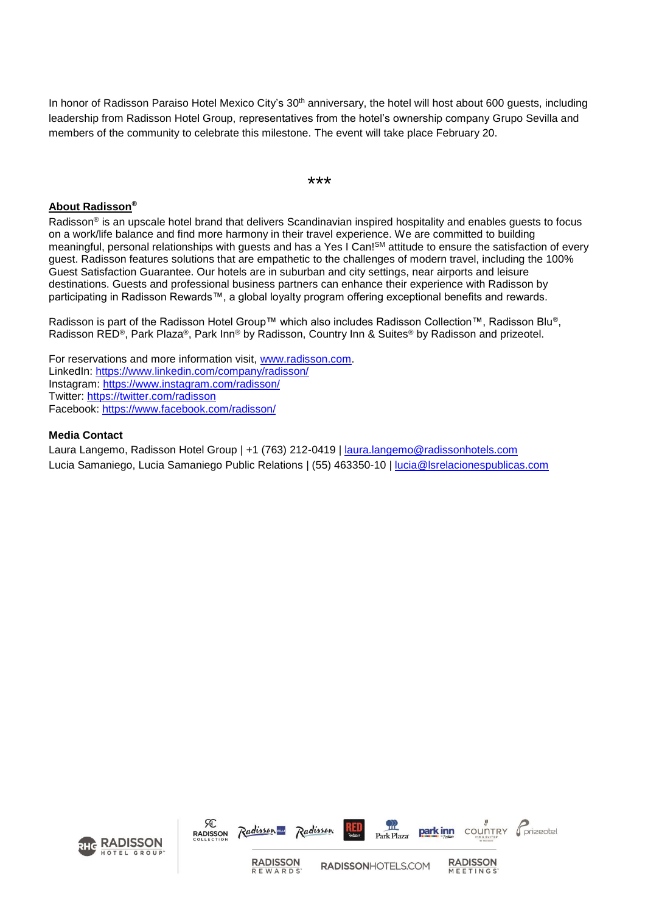In honor of Radisson Paraiso Hotel Mexico City's 30th anniversary, the hotel will host about 600 guests, including leadership from Radisson Hotel Group, representatives from the hotel's ownership company Grupo Sevilla and members of the community to celebrate this milestone. The event will take place February 20.

***

**About Radisson®**

Radisson® is an upscale hotel brand that delivers Scandinavian inspired hospitality and enables guests to focus on a work/life balance and find more harmony in their travel experience. We are committed to building meaningful, personal relationships with guests and has a Yes I Can!SM attitude to ensure the satisfaction of every guest. Radisson features solutions that are empathetic to the challenges of modern travel, including the 100% Guest Satisfaction Guarantee. Our hotels are in suburban and city settings, near airports and leisure destinations. Guests and professional business partners can enhance their experience with Radisson by participating in Radisson Rewards™, a global loyalty program offering exceptional benefits and rewards.

Radisson is part of the Radisson Hotel Group™ which also includes Radisson Collection™, Radisson Blu®, Radisson RED®, Park Plaza®, Park Inn® by Radisson, Country Inn & Suites® by Radisson and prizeotel.

For reservations and more information visit, www.radisson.com.
LinkedIn: https://www.linkedin.com/company/radisson/
Instagram: https://www.instagram.com/radisson/
Twitter: https://twitter.com/radisson
Facebook: https://www.facebook.com/radisson/

**Media Contact**

Laura Langemo, Radisson Hotel Group | +1 (763) 212-0419 | laura.langemo@radissonhotels.com
Lucia Samaniego, Lucia Samaniego Public Relations | (55) 463350-10 | lucia@lsrelacionespublicas.com